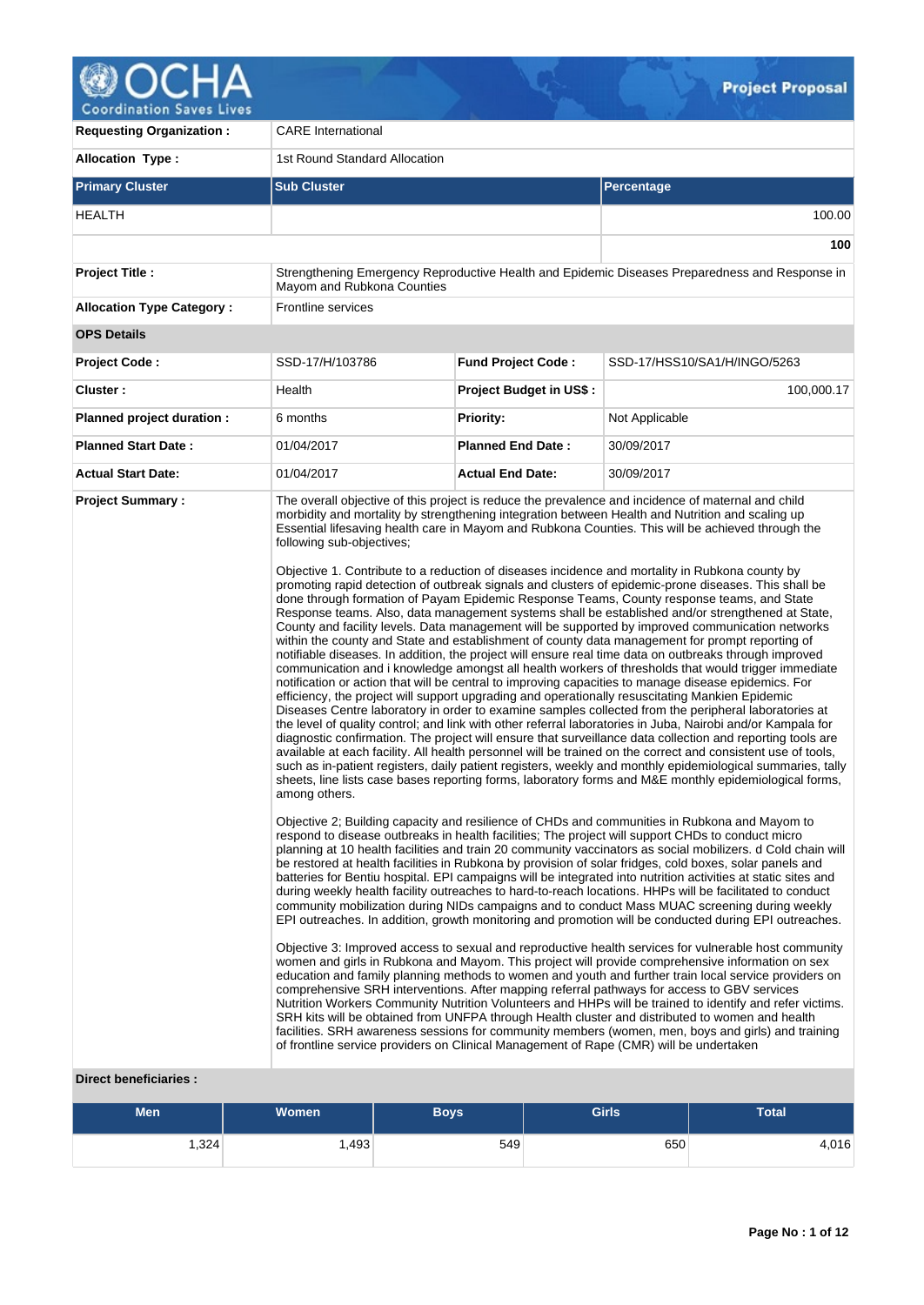# Project Proposal

| | |
|---|---|
| **Requesting Organization :** | CARE International |
| **Allocation Type :** | 1st Round Standard Allocation |

| Primary Cluster | Sub Cluster | Percentage |
|---|---|---|
| HEALTH | | 100.00 |
| | | **100** |

| | |
|---|---|
| **Project Title :** | Strengthening Emergency Reproductive Health and Epidemic Diseases Preparedness and Response in Mayom and Rubkona Counties |
| **Allocation Type Category :** | Frontline services |

**OPS Details**

| | | | |
|---|---|---|---|
| **Project Code :** | SSD-17/H/103786 | **Fund Project Code :** | SSD-17/HSS10/SA1/H/INGO/5263 |
| **Cluster :** | Health | **Project Budget in US$ :** | 100,000.17 |
| **Planned project duration :** | 6 months | **Priority:** | Not Applicable |
| **Planned Start Date :** | 01/04/2017 | **Planned End Date :** | 30/09/2017 |
| **Actual Start Date:** | 01/04/2017 | **Actual End Date:** | 30/09/2017 |

**Project Summary :**

The overall objective of this project is reduce the prevalence and incidence of maternal and child morbidity and mortality by strengthening integration between Health and Nutrition and scaling up Essential lifesaving health care in Mayom and Rubkona Counties. This will be achieved through the following sub-objectives;

Objective 1. Contribute to a reduction of diseases incidence and mortality in Rubkona county by promoting rapid detection of outbreak signals and clusters of epidemic-prone diseases. This shall be done through formation of Payam Epidemic Response Teams, County response teams, and State Response teams. Also, data management systems shall be established and/or strengthened at State, County and facility levels. Data management will be supported by improved communication networks within the county and State and establishment of county data management for prompt reporting of notifiable diseases. In addition, the project will ensure real time data on outbreaks through improved communication and i knowledge amongst all health workers of thresholds that would trigger immediate notification or action that will be central to improving capacities to manage disease epidemics. For efficiency, the project will support upgrading and operationally resuscitating Mankien Epidemic Diseases Centre laboratory in order to examine samples collected from the peripheral laboratories at the level of quality control; and link with other referral laboratories in Juba, Nairobi and/or Kampala for diagnostic confirmation. The project will ensure that surveillance data collection and reporting tools are available at each facility. All health personnel will be trained on the correct and consistent use of tools, such as in-patient registers, daily patient registers, weekly and monthly epidemiological summaries, tally sheets, line lists case bases reporting forms, laboratory forms and M&E monthly epidemiological forms, among others.

Objective 2; Building capacity and resilience of CHDs and communities in Rubkona and Mayom to respond to disease outbreaks in health facilities; The project will support CHDs to conduct micro planning at 10 health facilities and train 20 community vaccinators as social mobilizers. d Cold chain will be restored at health facilities in Rubkona by provision of solar fridges, cold boxes, solar panels and batteries for Bentiu hospital. EPI campaigns will be integrated into nutrition activities at static sites and during weekly health facility outreaches to hard-to-reach locations. HHPs will be facilitated to conduct community mobilization during NIDs campaigns and to conduct Mass MUAC screening during weekly EPI outreaches. In addition, growth monitoring and promotion will be conducted during EPI outreaches.

Objective 3: Improved access to sexual and reproductive health services for vulnerable host community women and girls in Rubkona and Mayom. This project will provide comprehensive information on sex education and family planning methods to women and youth and further train local service providers on comprehensive SRH interventions. After mapping referral pathways for access to GBV services Nutrition Workers Community Nutrition Volunteers and HHPs will be trained to identify and refer victims. SRH kits will be obtained from UNFPA through Health cluster and distributed to women and health facilities. SRH awareness sessions for community members (women, men, boys and girls) and training of frontline service providers on Clinical Management of Rape (CMR) will be undertaken

**Direct beneficiaries :**

| Men | Women | Boys | Girls | Total |
|---|---|---|---|---|
| 1,324 | 1,493 | 549 | 650 | 4,016 |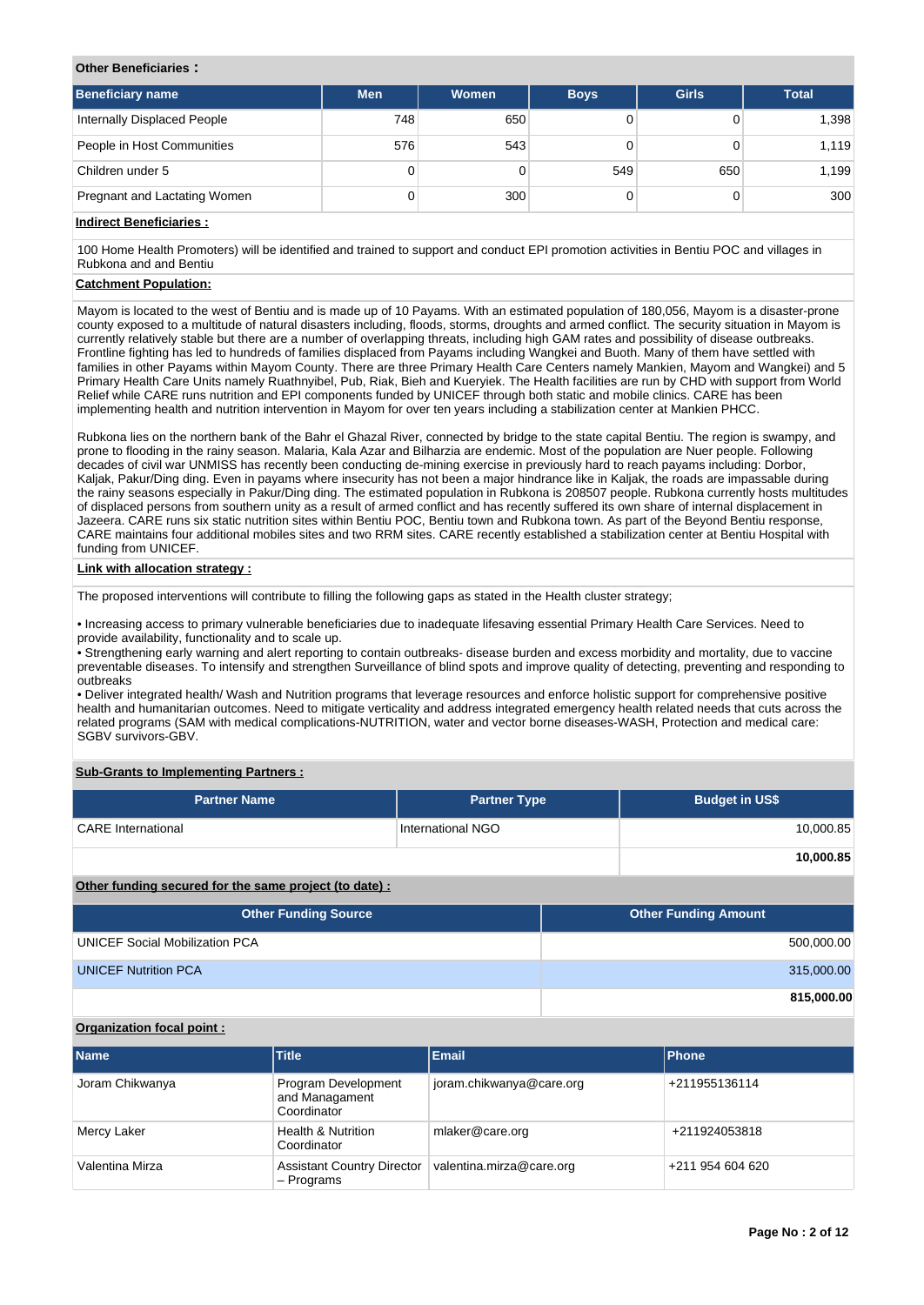**Other Beneficiaries :**

| Beneficiary name | Men | Women | Boys | Girls | Total |
|---|---|---|---|---|---|
| Internally Displaced People | 748 | 650 | 0 | 0 | 1,398 |
| People in Host Communities | 576 | 543 | 0 | 0 | 1,119 |
| Children under 5 | 0 | 0 | 549 | 650 | 1,199 |
| Pregnant and Lactating Women | 0 | 300 | 0 | 0 | 300 |

**Indirect Beneficiaries :**

100 Home Health Promoters) will be identified and trained to support and conduct EPI promotion activities in Bentiu POC and villages in Rubkona and and Bentiu

**Catchment Population:**

Mayom is located to the west of Bentiu and is made up of 10 Payams. With an estimated population of 180,056, Mayom is a disaster-prone county exposed to a multitude of natural disasters including, floods, storms, droughts and armed conflict. The security situation in Mayom is currently relatively stable but there are a number of overlapping threats, including high GAM rates and possibility of disease outbreaks. Frontline fighting has led to hundreds of families displaced from Payams including Wangkei and Buoth. Many of them have settled with families in other Payams within Mayom County. There are three Primary Health Care Centers namely Mankien, Mayom and Wangkei) and 5 Primary Health Care Units namely Ruathnyibel, Pub, Riak, Bieh and Kueryiek. The Health facilities are run by CHD with support from World Relief while CARE runs nutrition and EPI components funded by UNICEF through both static and mobile clinics. CARE has been implementing health and nutrition intervention in Mayom for over ten years including a stabilization center at Mankien PHCC.

Rubkona lies on the northern bank of the Bahr el Ghazal River, connected by bridge to the state capital Bentiu. The region is swampy, and prone to flooding in the rainy season. Malaria, Kala Azar and Bilharzia are endemic. Most of the population are Nuer people. Following decades of civil war UNMISS has recently been conducting de-mining exercise in previously hard to reach payams including: Dorbor, Kaljak, Pakur/Ding ding. Even in payams where insecurity has not been a major hindrance like in Kaljak, the roads are impassable during the rainy seasons especially in Pakur/Ding ding. The estimated population in Rubkona is 208507 people. Rubkona currently hosts multitudes of displaced persons from southern unity as a result of armed conflict and has recently suffered its own share of internal displacement in Jazeera. CARE runs six static nutrition sites within Bentiu POC, Bentiu town and Rubkona town. As part of the Beyond Bentiu response, CARE maintains four additional mobiles sites and two RRM sites. CARE recently established a stabilization center at Bentiu Hospital with funding from UNICEF.

**Link with allocation strategy :**

The proposed interventions will contribute to filling the following gaps as stated in the Health cluster strategy;

• Increasing access to primary vulnerable beneficiaries due to inadequate lifesaving essential Primary Health Care Services. Need to provide availability, functionality and to scale up.
• Strengthening early warning and alert reporting to contain outbreaks- disease burden and excess morbidity and mortality, due to vaccine preventable diseases. To intensify and strengthen Surveillance of blind spots and improve quality of detecting, preventing and responding to outbreaks
• Deliver integrated health/ Wash and Nutrition programs that leverage resources and enforce holistic support for comprehensive positive health and humanitarian outcomes. Need to mitigate verticality and address integrated emergency health related needs that cuts across the related programs (SAM with medical complications-NUTRITION, water and vector borne diseases-WASH, Protection and medical care: SGBV survivors-GBV.

**Sub-Grants to Implementing Partners :**

| Partner Name | Partner Type | Budget in US$ |
|---|---|---|
| CARE International | International NGO | 10,000.85 |
| | | **10,000.85** |

**Other funding secured for the same project (to date) :**

| Other Funding Source | Other Funding Amount |
|---|---|
| UNICEF Social Mobilization PCA | 500,000.00 |
| UNICEF Nutrition PCA | 315,000.00 |
| | **815,000.00** |

**Organization focal point :**

| Name | Title | Email | Phone |
|---|---|---|---|
| Joram Chikwanya | Program Development and Managament Coordinator | joram.chikwanya@care.org | +211955136114 |
| Mercy Laker | Health & Nutrition Coordinator | mlaker@care.org | +211924053818 |
| Valentina Mirza | Assistant Country Director – Programs | valentina.mirza@care.org | +211 954 604 620 |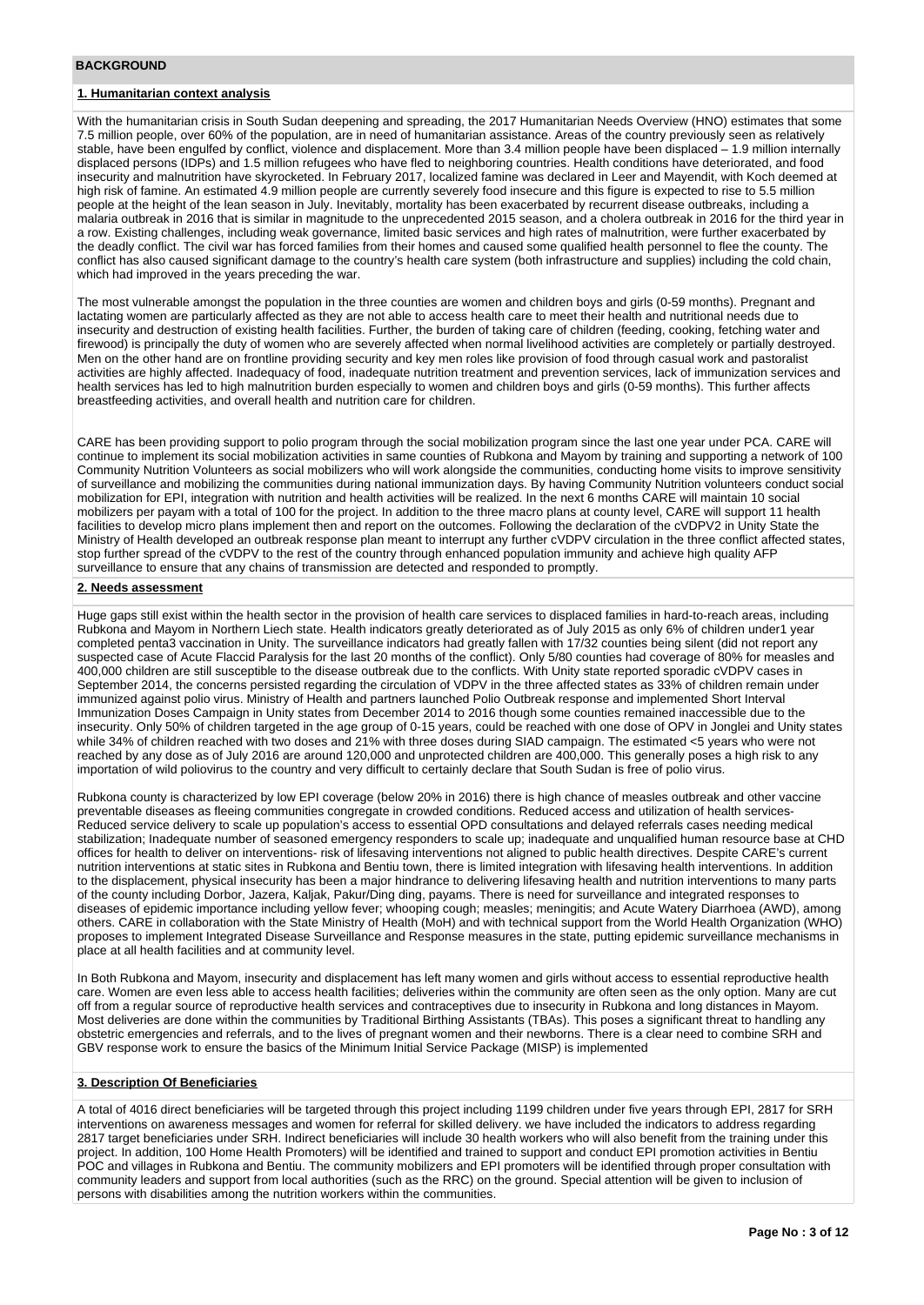## BACKGROUND

### 1. Humanitarian context analysis

With the humanitarian crisis in South Sudan deepening and spreading, the 2017 Humanitarian Needs Overview (HNO) estimates that some 7.5 million people, over 60% of the population, are in need of humanitarian assistance. Areas of the country previously seen as relatively stable, have been engulfed by conflict, violence and displacement. More than 3.4 million people have been displaced – 1.9 million internally displaced persons (IDPs) and 1.5 million refugees who have fled to neighboring countries. Health conditions have deteriorated, and food insecurity and malnutrition have skyrocketed. In February 2017, localized famine was declared in Leer and Mayendit, with Koch deemed at high risk of famine. An estimated 4.9 million people are currently severely food insecure and this figure is expected to rise to 5.5 million people at the height of the lean season in July. Inevitably, mortality has been exacerbated by recurrent disease outbreaks, including a malaria outbreak in 2016 that is similar in magnitude to the unprecedented 2015 season, and a cholera outbreak in 2016 for the third year in a row. Existing challenges, including weak governance, limited basic services and high rates of malnutrition, were further exacerbated by the deadly conflict. The civil war has forced families from their homes and caused some qualified health personnel to flee the county. The conflict has also caused significant damage to the country's health care system (both infrastructure and supplies) including the cold chain, which had improved in the years preceding the war.

The most vulnerable amongst the population in the three counties are women and children boys and girls (0-59 months). Pregnant and lactating women are particularly affected as they are not able to access health care to meet their health and nutritional needs due to insecurity and destruction of existing health facilities. Further, the burden of taking care of children (feeding, cooking, fetching water and firewood) is principally the duty of women who are severely affected when normal livelihood activities are completely or partially destroyed. Men on the other hand are on frontline providing security and key men roles like provision of food through casual work and pastoralist activities are highly affected. Inadequacy of food, inadequate nutrition treatment and prevention services, lack of immunization services and health services has led to high malnutrition burden especially to women and children boys and girls (0-59 months). This further affects breastfeeding activities, and overall health and nutrition care for children.

CARE has been providing support to polio program through the social mobilization program since the last one year under PCA. CARE will continue to implement its social mobilization activities in same counties of Rubkona and Mayom by training and supporting a network of 100 Community Nutrition Volunteers as social mobilizers who will work alongside the communities, conducting home visits to improve sensitivity of surveillance and mobilizing the communities during national immunization days. By having Community Nutrition volunteers conduct social mobilization for EPI, integration with nutrition and health activities will be realized. In the next 6 months CARE will maintain 10 social mobilizers per payam with a total of 100 for the project. In addition to the three macro plans at county level, CARE will support 11 health facilities to develop micro plans implement then and report on the outcomes. Following the declaration of the cVDPV2 in Unity State the Ministry of Health developed an outbreak response plan meant to interrupt any further cVDPV circulation in the three conflict affected states, stop further spread of the cVDPV to the rest of the country through enhanced population immunity and achieve high quality AFP surveillance to ensure that any chains of transmission are detected and responded to promptly.

### 2. Needs assessment

Huge gaps still exist within the health sector in the provision of health care services to displaced families in hard-to-reach areas, including Rubkona and Mayom in Northern Liech state. Health indicators greatly deteriorated as of July 2015 as only 6% of children under1 year completed penta3 vaccination in Unity. The surveillance indicators had greatly fallen with 17/32 counties being silent (did not report any suspected case of Acute Flaccid Paralysis for the last 20 months of the conflict). Only 5/80 counties had coverage of 80% for measles and 400,000 children are still susceptible to the disease outbreak due to the conflicts. With Unity state reported sporadic cVDPV cases in September 2014, the concerns persisted regarding the circulation of VDPV in the three affected states as 33% of children remain under immunized against polio virus. Ministry of Health and partners launched Polio Outbreak response and implemented Short Interval Immunization Doses Campaign in Unity states from December 2014 to 2016 though some counties remained inaccessible due to the insecurity. Only 50% of children targeted in the age group of 0-15 years, could be reached with one dose of OPV in Jonglei and Unity states while 34% of children reached with two doses and 21% with three doses during SIAD campaign. The estimated <5 years who were not reached by any dose as of July 2016 are around 120,000 and unprotected children are 400,000. This generally poses a high risk to any importation of wild poliovirus to the country and very difficult to certainly declare that South Sudan is free of polio virus.

Rubkona county is characterized by low EPI coverage (below 20% in 2016) there is high chance of measles outbreak and other vaccine preventable diseases as fleeing communities congregate in crowded conditions. Reduced access and utilization of health services- Reduced service delivery to scale up population's access to essential OPD consultations and delayed referrals cases needing medical stabilization; Inadequate number of seasoned emergency responders to scale up; inadequate and unqualified human resource base at CHD offices for health to deliver on interventions- risk of lifesaving interventions not aligned to public health directives. Despite CARE's current nutrition interventions at static sites in Rubkona and Bentiu town, there is limited integration with lifesaving health interventions. In addition to the displacement, physical insecurity has been a major hindrance to delivering lifesaving health and nutrition interventions to many parts of the county including Dorbor, Jazera, Kaljak, Pakur/Ding ding, payams. There is need for surveillance and integrated responses to diseases of epidemic importance including yellow fever; whooping cough; measles; meningitis; and Acute Watery Diarrhoea (AWD), among others. CARE in collaboration with the State Ministry of Health (MoH) and with technical support from the World Health Organization (WHO) proposes to implement Integrated Disease Surveillance and Response measures in the state, putting epidemic surveillance mechanisms in place at all health facilities and at community level.

In Both Rubkona and Mayom, insecurity and displacement has left many women and girls without access to essential reproductive health care. Women are even less able to access health facilities; deliveries within the community are often seen as the only option. Many are cut off from a regular source of reproductive health services and contraceptives due to insecurity in Rubkona and long distances in Mayom. Most deliveries are done within the communities by Traditional Birthing Assistants (TBAs). This poses a significant threat to handling any obstetric emergencies and referrals, and to the lives of pregnant women and their newborns. There is a clear need to combine SRH and GBV response work to ensure the basics of the Minimum Initial Service Package (MISP) is implemented

### 3. Description Of Beneficiaries

A total of 4016 direct beneficiaries will be targeted through this project including 1199 children under five years through EPI, 2817 for SRH interventions on awareness messages and women for referral for skilled delivery. we have included the indicators to address regarding 2817 target beneficiaries under SRH. Indirect beneficiaries will include 30 health workers who will also benefit from the training under this project. In addition, 100 Home Health Promoters) will be identified and trained to support and conduct EPI promotion activities in Bentiu POC and villages in Rubkona and Bentiu. The community mobilizers and EPI promoters will be identified through proper consultation with community leaders and support from local authorities (such as the RRC) on the ground. Special attention will be given to inclusion of persons with disabilities among the nutrition workers within the communities.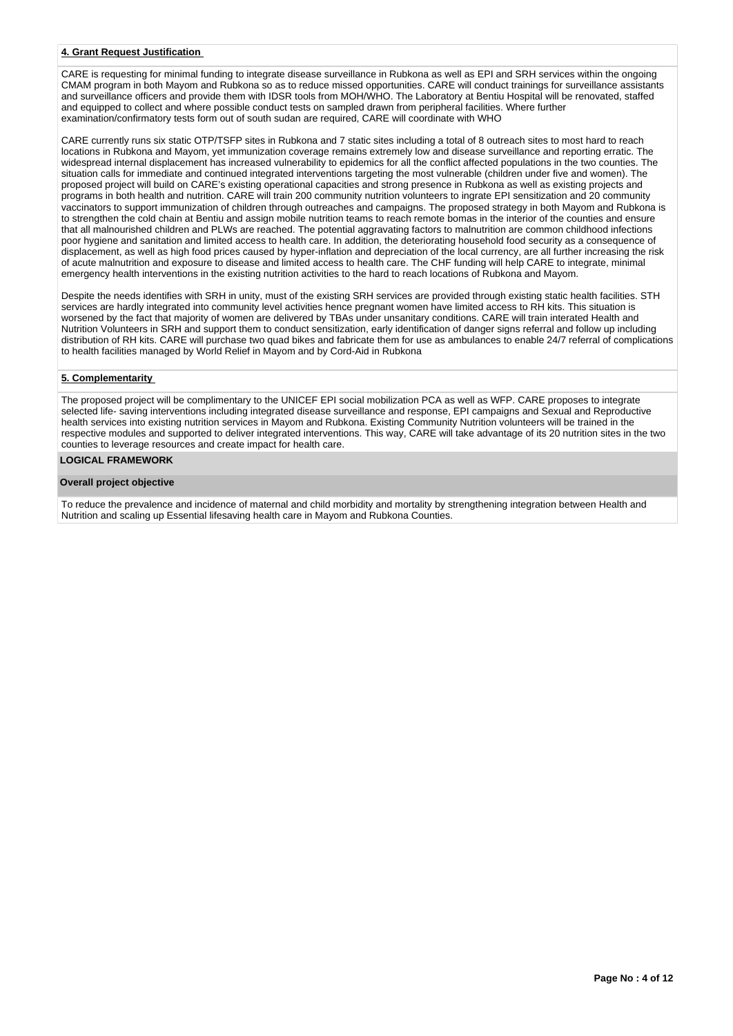**4. Grant Request Justification**

CARE is requesting for minimal funding to integrate disease surveillance in Rubkona as well as EPI and SRH services within the ongoing CMAM program in both Mayom and Rubkona so as to reduce missed opportunities. CARE will conduct trainings for surveillance assistants and surveillance officers and provide them with IDSR tools from MOH/WHO. The Laboratory at Bentiu Hospital will be renovated, staffed and equipped to collect and where possible conduct tests on sampled drawn from peripheral facilities. Where further examination/confirmatory tests form out of south sudan are required, CARE will coordinate with WHO

CARE currently runs six static OTP/TSFP sites in Rubkona and 7 static sites including a total of 8 outreach sites to most hard to reach locations in Rubkona and Mayom, yet immunization coverage remains extremely low and disease surveillance and reporting erratic. The widespread internal displacement has increased vulnerability to epidemics for all the conflict affected populations in the two counties. The situation calls for immediate and continued integrated interventions targeting the most vulnerable (children under five and women). The proposed project will build on CARE's existing operational capacities and strong presence in Rubkona as well as existing projects and programs in both health and nutrition. CARE will train 200 community nutrition volunteers to ingrate EPI sensitization and 20 community vaccinators to support immunization of children through outreaches and campaigns. The proposed strategy in both Mayom and Rubkona is to strengthen the cold chain at Bentiu and assign mobile nutrition teams to reach remote bomas in the interior of the counties and ensure that all malnourished children and PLWs are reached. The potential aggravating factors to malnutrition are common childhood infections poor hygiene and sanitation and limited access to health care. In addition, the deteriorating household food security as a consequence of displacement, as well as high food prices caused by hyper-inflation and depreciation of the local currency, are all further increasing the risk of acute malnutrition and exposure to disease and limited access to health care. The CHF funding will help CARE to integrate, minimal emergency health interventions in the existing nutrition activities to the hard to reach locations of Rubkona and Mayom.

Despite the needs identifies with SRH in unity, must of the existing SRH services are provided through existing static health facilities. STH services are hardly integrated into community level activities hence pregnant women have limited access to RH kits. This situation is worsened by the fact that majority of women are delivered by TBAs under unsanitary conditions. CARE will train interated Health and Nutrition Volunteers in SRH and support them to conduct sensitization, early identification of danger signs referral and follow up including distribution of RH kits. CARE will purchase two quad bikes and fabricate them for use as ambulances to enable 24/7 referral of complications to health facilities managed by World Relief in Mayom and by Cord-Aid in Rubkona

**5. Complementarity**

The proposed project will be complimentary to the UNICEF EPI social mobilization PCA as well as WFP. CARE proposes to integrate selected life- saving interventions including integrated disease surveillance and response, EPI campaigns and Sexual and Reproductive health services into existing nutrition services in Mayom and Rubkona. Existing Community Nutrition volunteers will be trained in the respective modules and supported to deliver integrated interventions. This way, CARE will take advantage of its 20 nutrition sites in the two counties to leverage resources and create impact for health care.

## LOGICAL FRAMEWORK

**Overall project objective**

To reduce the prevalence and incidence of maternal and child morbidity and mortality by strengthening integration between Health and Nutrition and scaling up Essential lifesaving health care in Mayom and Rubkona Counties.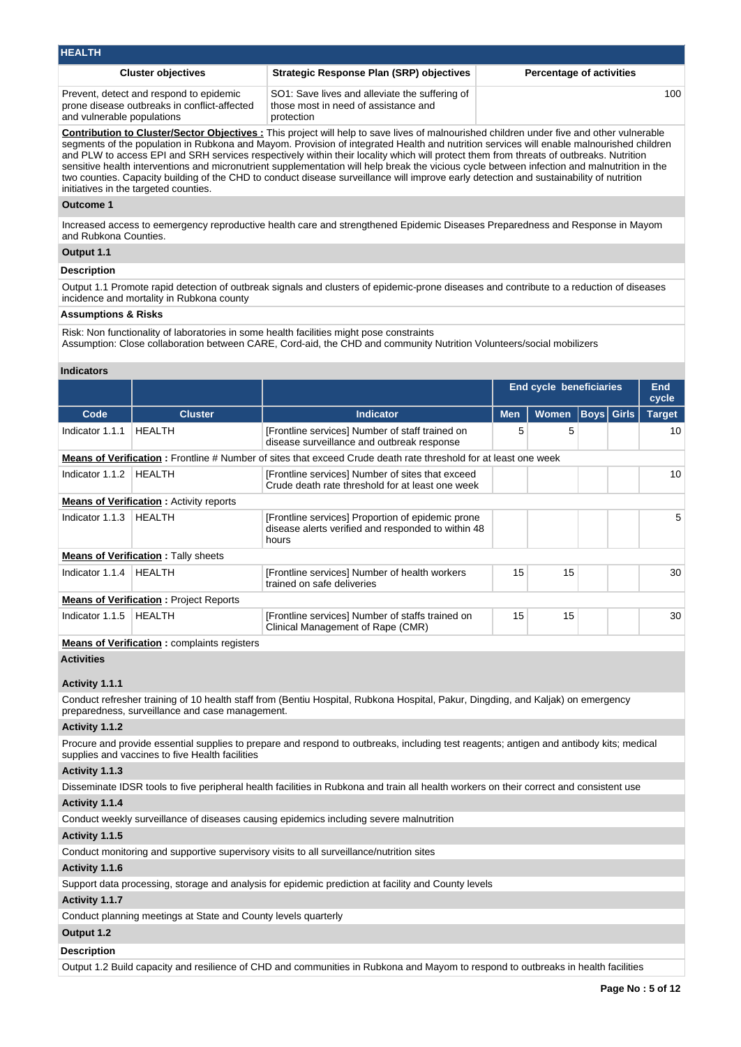## HEALTH

| Cluster objectives | Strategic Response Plan (SRP) objectives | Percentage of activities |
|---|---|---|
| Prevent, detect and respond to epidemic prone disease outbreaks in conflict-affected and vulnerable populations | SO1: Save lives and alleviate the suffering of those most in need of assistance and protection | 100 |

**Contribution to Cluster/Sector Objectives :** This project will help to save lives of malnourished children under five and other vulnerable segments of the population in Rubkona and Mayom. Provision of integrated Health and nutrition services will enable malnourished children and PLW to access EPI and SRH services respectively within their locality which will protect them from threats of outbreaks. Nutrition sensitive health interventions and micronutrient supplementation will help break the vicious cycle between infection and malnutrition in the two counties. Capacity building of the CHD to conduct disease surveillance will improve early detection and sustainability of nutrition initiatives in the targeted counties.

### Outcome 1

Increased access to eemergency reproductive health care and strengthened Epidemic Diseases Preparedness and Response in Mayom and Rubkona Counties.

### Output 1.1

#### Description

Output 1.1 Promote rapid detection of outbreak signals and clusters of epidemic-prone diseases and contribute to a reduction of diseases incidence and mortality in Rubkona county

#### Assumptions & Risks

Risk: Non functionality of laboratories in some health facilities might pose constraints
Assumption: Close collaboration between CARE, Cord-aid, the CHD and community Nutrition Volunteers/social mobilizers

#### Indicators

| | | | End cycle beneficiaries | | | | End cycle |
|---|---|---|---|---|---|---|---|
| Code | Cluster | Indicator | Men | Women | Boys | Girls | Target |
| Indicator 1.1.1 | HEALTH | [Frontline services] Number of staff trained on disease surveillance and outbreak response | 5 | 5 | | | 10 |
| **Means of Verification :** Frontline # Number of sites that exceed Crude death rate threshold for at least one week | | | | | | | |
| Indicator 1.1.2 | HEALTH | [Frontline services] Number of sites that exceed Crude death rate threshold for at least one week | | | | | 10 |
| **Means of Verification :** Activity reports | | | | | | | |
| Indicator 1.1.3 | HEALTH | [Frontline services] Proportion of epidemic prone disease alerts verified and responded to within 48 hours | | | | | 5 |
| **Means of Verification :** Tally sheets | | | | | | | |
| Indicator 1.1.4 | HEALTH | [Frontline services] Number of health workers trained on safe deliveries | 15 | 15 | | | 30 |
| **Means of Verification :** Project Reports | | | | | | | |
| Indicator 1.1.5 | HEALTH | [Frontline services] Number of staffs trained on Clinical Management of Rape (CMR) | 15 | 15 | | | 30 |
| **Means of Verification :** complaints registers | | | | | | | |

#### Activities

**Activity 1.1.1**

Conduct refresher training of 10 health staff from (Bentiu Hospital, Rubkona Hospital, Pakur, Dingding, and Kaljak) on emergency preparedness, surveillance and case management.

**Activity 1.1.2**

Procure and provide essential supplies to prepare and respond to outbreaks, including test reagents; antigen and antibody kits; medical supplies and vaccines to five Health facilities

**Activity 1.1.3**

Disseminate IDSR tools to five peripheral health facilities in Rubkona and train all health workers on their correct and consistent use

**Activity 1.1.4**

Conduct weekly surveillance of diseases causing epidemics including severe malnutrition

**Activity 1.1.5**

Conduct monitoring and supportive supervisory visits to all surveillance/nutrition sites

**Activity 1.1.6**

Support data processing, storage and analysis for epidemic prediction at facility and County levels

**Activity 1.1.7**

Conduct planning meetings at State and County levels quarterly

### Output 1.2

#### Description

Output 1.2 Build capacity and resilience of CHD and communities in Rubkona and Mayom to respond to outbreaks in health facilities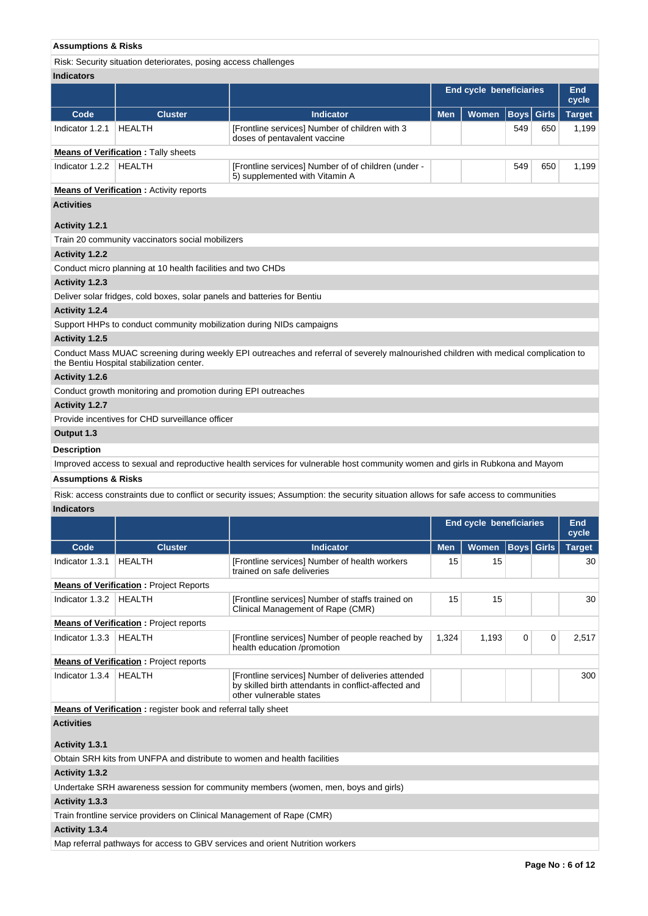**Assumptions & Risks**

Risk: Security situation deteriorates, posing access challenges

**Indicators**

| | | | End cycle beneficiaries | | | | End cycle |
|---|---|---|---|---|---|---|---|
| Code | Cluster | Indicator | Men | Women | Boys | Girls | Target |
| Indicator 1.2.1 | HEALTH | [Frontline services] Number of children with 3 doses of pentavalent vaccine | | | 549 | 650 | 1,199 |

**Means of Verification :** Tally sheets

| Code | Cluster | Indicator | Men | Women | Boys | Girls | Target |
|---|---|---|---|---|---|---|---|
| Indicator 1.2.2 | HEALTH | [Frontline services] Number of of children (under - 5) supplemented with Vitamin A | | | 549 | 650 | 1,199 |

**Means of Verification :** Activity reports

**Activities**

**Activity 1.2.1**

Train 20 community vaccinators social mobilizers

**Activity 1.2.2**

Conduct micro planning at 10 health facilities and two CHDs

**Activity 1.2.3**

Deliver solar fridges, cold boxes, solar panels and batteries for Bentiu

**Activity 1.2.4**

Support HHPs to conduct community mobilization during NIDs campaigns

**Activity 1.2.5**

Conduct Mass MUAC screening during weekly EPI outreaches and referral of severely malnourished children with medical complication to the Bentiu Hospital stabilization center.

**Activity 1.2.6**

Conduct growth monitoring and promotion during EPI outreaches

**Activity 1.2.7**

Provide incentives for CHD surveillance officer

**Output 1.3**

**Description**

Improved access to sexual and reproductive health services for vulnerable host community women and girls in Rubkona and Mayom

**Assumptions & Risks**

Risk: access constraints due to conflict or security issues; Assumption: the security situation allows for safe access to communities

**Indicators**

| | | | End cycle beneficiaries | | | | End cycle |
|---|---|---|---|---|---|---|---|
| Code | Cluster | Indicator | Men | Women | Boys | Girls | Target |
| Indicator 1.3.1 | HEALTH | [Frontline services] Number of health workers trained on safe deliveries | 15 | 15 | | | 30 |

**Means of Verification :** Project Reports

| Code | Cluster | Indicator | Men | Women | Boys | Girls | Target |
|---|---|---|---|---|---|---|---|
| Indicator 1.3.2 | HEALTH | [Frontline services] Number of staffs trained on Clinical Management of Rape (CMR) | 15 | 15 | | | 30 |

**Means of Verification :** Project reports

| Code | Cluster | Indicator | Men | Women | Boys | Girls | Target |
|---|---|---|---|---|---|---|---|
| Indicator 1.3.3 | HEALTH | [Frontline services] Number of people reached by health education /promotion | 1,324 | 1,193 | 0 | 0 | 2,517 |

**Means of Verification :** Project reports

| Code | Cluster | Indicator | Men | Women | Boys | Girls | Target |
|---|---|---|---|---|---|---|---|
| Indicator 1.3.4 | HEALTH | [Frontline services] Number of deliveries attended by skilled birth attendants in conflict-affected and other vulnerable states | | | | | 300 |

**Means of Verification :** register book and referral tally sheet

**Activities**

**Activity 1.3.1**

Obtain SRH kits from UNFPA and distribute to women and health facilities

**Activity 1.3.2**

Undertake SRH awareness session for community members (women, men, boys and girls)

**Activity 1.3.3**

Train frontline service providers on Clinical Management of Rape (CMR)

**Activity 1.3.4**

Map referral pathways for access to GBV services and orient Nutrition workers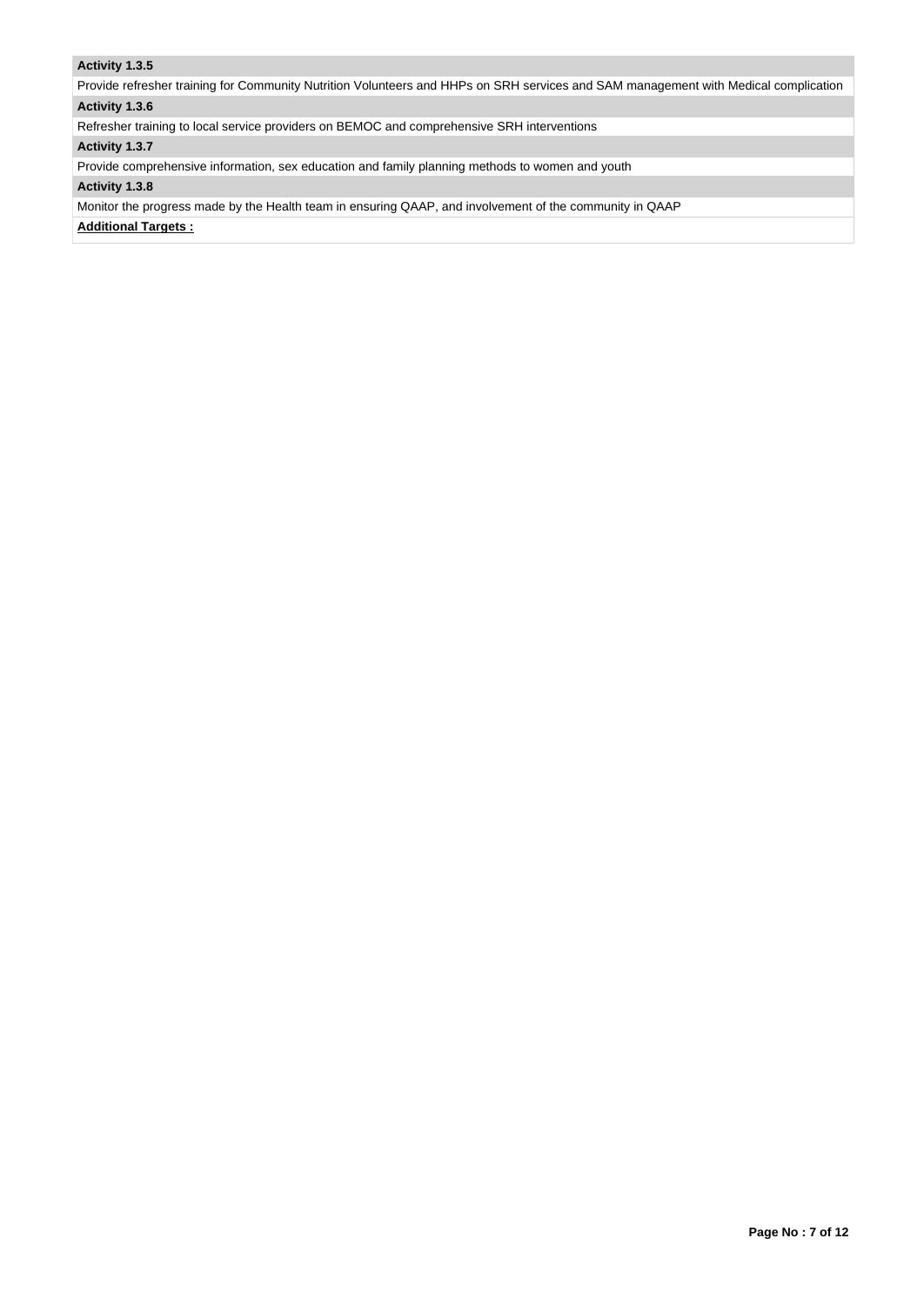**Activity 1.3.5**

Provide refresher training for Community Nutrition Volunteers and HHPs on SRH services and SAM management with Medical complication

**Activity 1.3.6**

Refresher training to local service providers on BEMOC and comprehensive SRH interventions

**Activity 1.3.7**

Provide comprehensive information, sex education and family planning methods to women and youth

**Activity 1.3.8**

Monitor the progress made by the Health team in ensuring QAAP, and involvement of the community in QAAP

**Additional Targets :**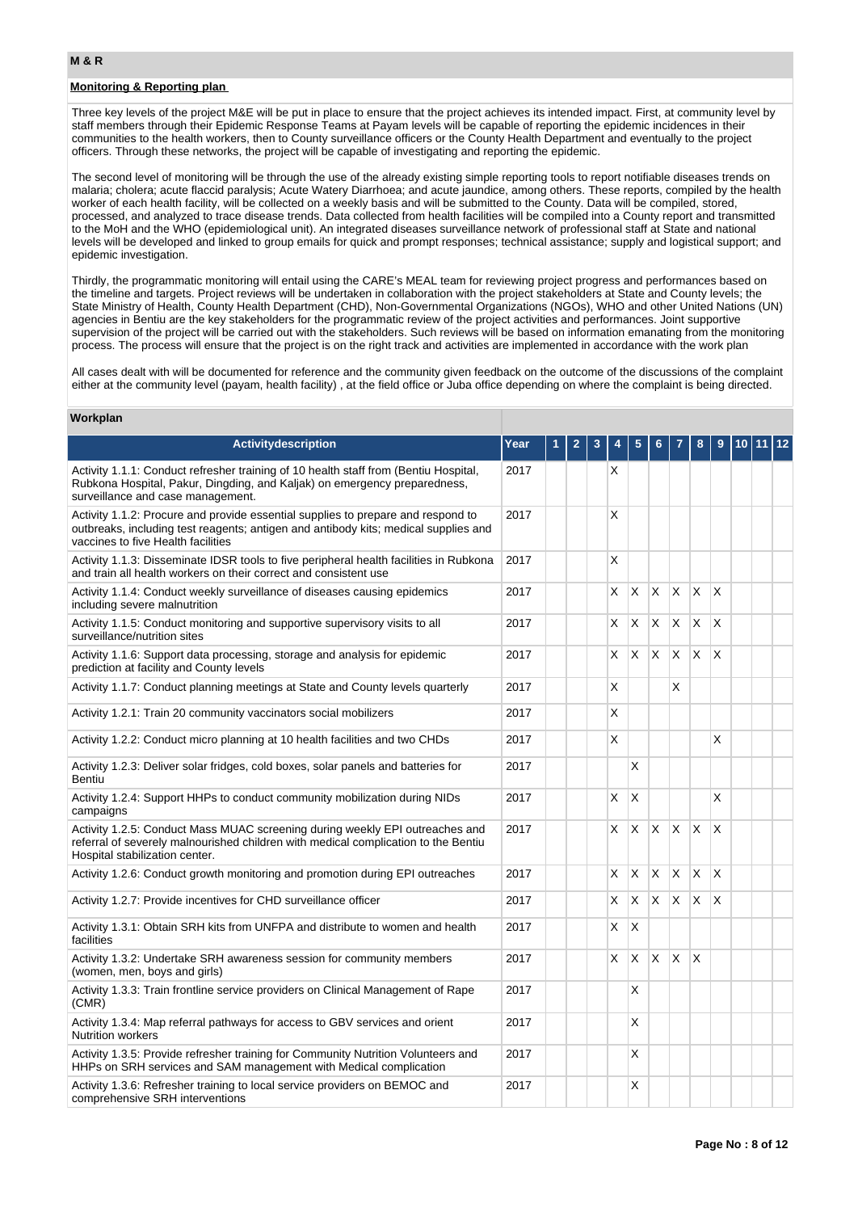## M & R

### Monitoring & Reporting plan

Three key levels of the project M&E will be put in place to ensure that the project achieves its intended impact. First, at community level by staff members through their Epidemic Response Teams at Payam levels will be capable of reporting the epidemic incidences in their communities to the health workers, then to County surveillance officers or the County Health Department and eventually to the project officers. Through these networks, the project will be capable of investigating and reporting the epidemic.

The second level of monitoring will be through the use of the already existing simple reporting tools to report notifiable diseases trends on malaria; cholera; acute flaccid paralysis; Acute Watery Diarrhoea; and acute jaundice, among others. These reports, compiled by the health worker of each health facility, will be collected on a weekly basis and will be submitted to the County. Data will be compiled, stored, processed, and analyzed to trace disease trends. Data collected from health facilities will be compiled into a County report and transmitted to the MoH and the WHO (epidemiological unit). An integrated diseases surveillance network of professional staff at State and national levels will be developed and linked to group emails for quick and prompt responses; technical assistance; supply and logistical support; and epidemic investigation.

Thirdly, the programmatic monitoring will entail using the CARE's MEAL team for reviewing project progress and performances based on the timeline and targets. Project reviews will be undertaken in collaboration with the project stakeholders at State and County levels; the State Ministry of Health, County Health Department (CHD), Non-Governmental Organizations (NGOs), WHO and other United Nations (UN) agencies in Bentiu are the key stakeholders for the programmatic review of the project activities and performances. Joint supportive supervision of the project will be carried out with the stakeholders. Such reviews will be based on information emanating from the monitoring process. The process will ensure that the project is on the right track and activities are implemented in accordance with the work plan

All cases dealt with will be documented for reference and the community given feedback on the outcome of the discussions of the complaint either at the community level (payam, health facility) , at the field office or Juba office depending on where the complaint is being directed.

### Workplan

| Activitydescription | Year | 1 | 2 | 3 | 4 | 5 | 6 | 7 | 8 | 9 | 10 | 11 | 12 |
|---|---|---|---|---|---|---|---|---|---|---|---|---|---|
| Activity 1.1.1: Conduct refresher training of 10 health staff from (Bentiu Hospital, Rubkona Hospital, Pakur, Dingding, and Kaljak) on emergency preparedness, surveillance and case management. | 2017 | | | | X | | | | | | | | |
| Activity 1.1.2: Procure and provide essential supplies to prepare and respond to outbreaks, including test reagents; antigen and antibody kits; medical supplies and vaccines to five Health facilities | 2017 | | | | X | | | | | | | | |
| Activity 1.1.3: Disseminate IDSR tools to five peripheral health facilities in Rubkona and train all health workers on their correct and consistent use | 2017 | | | | X | | | | | | | | |
| Activity 1.1.4: Conduct weekly surveillance of diseases causing epidemics including severe malnutrition | 2017 | | | | X | X | X | X | X | X | | | |
| Activity 1.1.5: Conduct monitoring and supportive supervisory visits to all surveillance/nutrition sites | 2017 | | | | X | X | X | X | X | X | | | |
| Activity 1.1.6: Support data processing, storage and analysis for epidemic prediction at facility and County levels | 2017 | | | | X | X | X | X | X | X | | | |
| Activity 1.1.7: Conduct planning meetings at State and County levels quarterly | 2017 | | | | X | | | X | | | | | |
| Activity 1.2.1: Train 20 community vaccinators social mobilizers | 2017 | | | | X | | | | | | | | |
| Activity 1.2.2: Conduct micro planning at 10 health facilities and two CHDs | 2017 | | | | X | | | | | X | | | |
| Activity 1.2.3: Deliver solar fridges, cold boxes, solar panels and batteries for Bentiu | 2017 | | | | | X | | | | | | | |
| Activity 1.2.4: Support HHPs to conduct community mobilization during NIDs campaigns | 2017 | | | | X | X | | | | X | | | |
| Activity 1.2.5: Conduct Mass MUAC screening during weekly EPI outreaches and referral of severely malnourished children with medical complication to the Bentiu Hospital stabilization center. | 2017 | | | | X | X | X | X | X | X | | | |
| Activity 1.2.6: Conduct growth monitoring and promotion during EPI outreaches | 2017 | | | | X | X | X | X | X | X | | | |
| Activity 1.2.7: Provide incentives for CHD surveillance officer | 2017 | | | | X | X | X | X | X | X | | | |
| Activity 1.3.1: Obtain SRH kits from UNFPA and distribute to women and health facilities | 2017 | | | | X | X | | | | | | | |
| Activity 1.3.2: Undertake SRH awareness session for community members (women, men, boys and girls) | 2017 | | | | X | X | X | X | X | | | | |
| Activity 1.3.3: Train frontline service providers on Clinical Management of Rape (CMR) | 2017 | | | | | X | | | | | | | |
| Activity 1.3.4: Map referral pathways for access to GBV services and orient Nutrition workers | 2017 | | | | | X | | | | | | | |
| Activity 1.3.5: Provide refresher training for Community Nutrition Volunteers and HHPs on SRH services and SAM management with Medical complication | 2017 | | | | | X | | | | | | | |
| Activity 1.3.6: Refresher training to local service providers on BEMOC and comprehensive SRH interventions | 2017 | | | | | X | | | | | | | |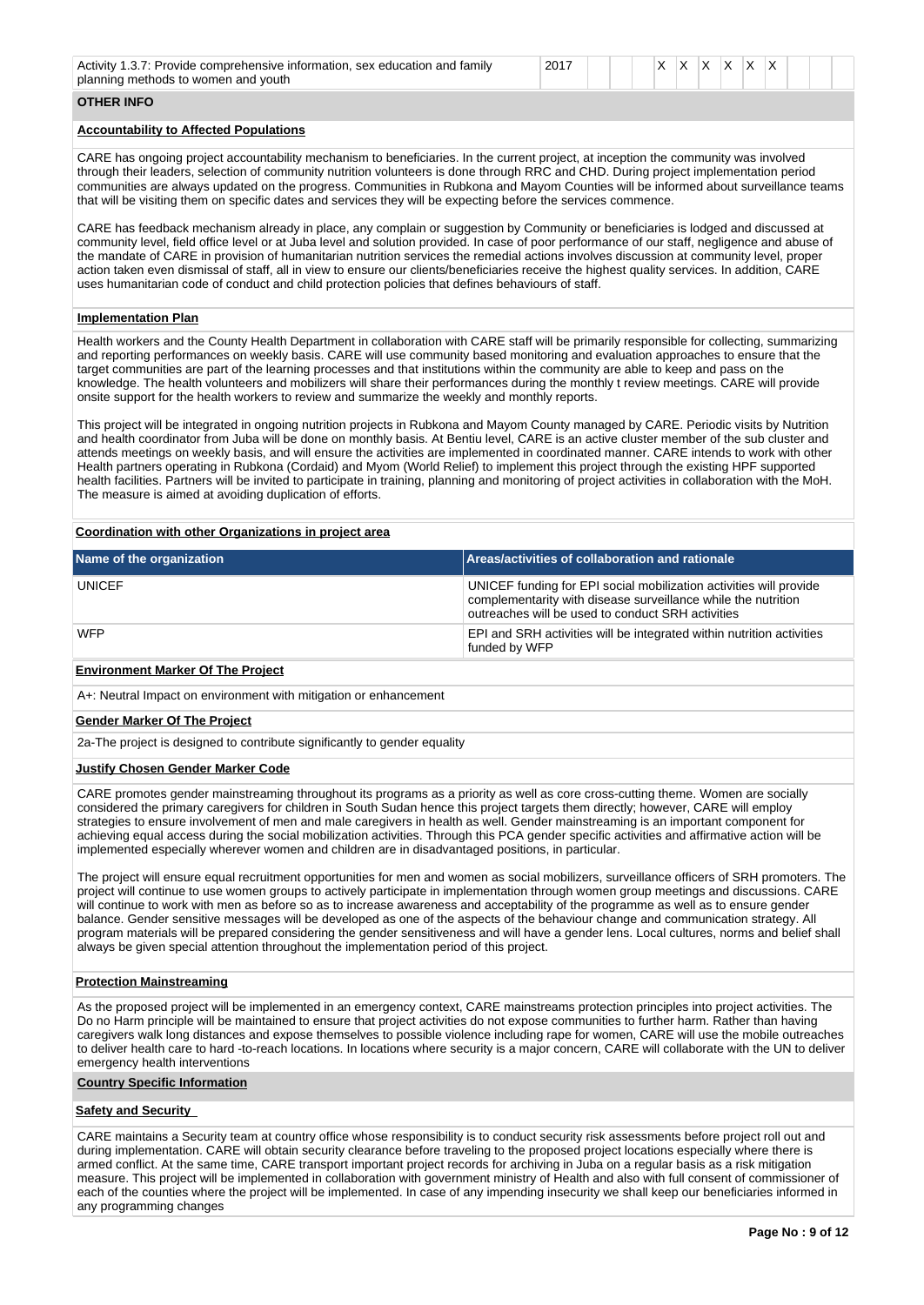| Activity 1.3.7: Provide comprehensive information, sex education and family planning methods to women and youth | 2017 | | | | X | X | X | X | X | X | | | |
|---|---|---|---|---|---|---|---|---|---|---|---|---|---|

**OTHER INFO**

**Accountability to Affected Populations**

CARE has ongoing project accountability mechanism to beneficiaries. In the current project, at inception the community was involved through their leaders, selection of community nutrition volunteers is done through RRC and CHD. During project implementation period communities are always updated on the progress. Communities in Rubkona and Mayom Counties will be informed about surveillance teams that will be visiting them on specific dates and services they will be expecting before the services commence.

CARE has feedback mechanism already in place, any complain or suggestion by Community or beneficiaries is lodged and discussed at community level, field office level or at Juba level and solution provided. In case of poor performance of our staff, negligence and abuse of the mandate of CARE in provision of humanitarian nutrition services the remedial actions involves discussion at community level, proper action taken even dismissal of staff, all in view to ensure our clients/beneficiaries receive the highest quality services. In addition, CARE uses humanitarian code of conduct and child protection policies that defines behaviours of staff.

**Implementation Plan**

Health workers and the County Health Department in collaboration with CARE staff will be primarily responsible for collecting, summarizing and reporting performances on weekly basis. CARE will use community based monitoring and evaluation approaches to ensure that the target communities are part of the learning processes and that institutions within the community are able to keep and pass on the knowledge. The health volunteers and mobilizers will share their performances during the monthly t review meetings. CARE will provide onsite support for the health workers to review and summarize the weekly and monthly reports.

This project will be integrated in ongoing nutrition projects in Rubkona and Mayom County managed by CARE. Periodic visits by Nutrition and health coordinator from Juba will be done on monthly basis. At Bentiu level, CARE is an active cluster member of the sub cluster and attends meetings on weekly basis, and will ensure the activities are implemented in coordinated manner. CARE intends to work with other Health partners operating in Rubkona (Cordaid) and Myom (World Relief) to implement this project through the existing HPF supported health facilities. Partners will be invited to participate in training, planning and monitoring of project activities in collaboration with the MoH. The measure is aimed at avoiding duplication of efforts.

**Coordination with other Organizations in project area**

| Name of the organization | Areas/activities of collaboration and rationale |
|---|---|
| UNICEF | UNICEF funding for EPI social mobilization activities will provide complementarity with disease surveillance while the nutrition outreaches will be used to conduct SRH activities |
| WFP | EPI and SRH activities will be integrated within nutrition activities funded by WFP |

**Environment Marker Of The Project**

A+: Neutral Impact on environment with mitigation or enhancement

**Gender Marker Of The Project**

2a-The project is designed to contribute significantly to gender equality

**Justify Chosen Gender Marker Code**

CARE promotes gender mainstreaming throughout its programs as a priority as well as core cross-cutting theme. Women are socially considered the primary caregivers for children in South Sudan hence this project targets them directly; however, CARE will employ strategies to ensure involvement of men and male caregivers in health as well. Gender mainstreaming is an important component for achieving equal access during the social mobilization activities. Through this PCA gender specific activities and affirmative action will be implemented especially wherever women and children are in disadvantaged positions, in particular.

The project will ensure equal recruitment opportunities for men and women as social mobilizers, surveillance officers of SRH promoters. The project will continue to use women groups to actively participate in implementation through women group meetings and discussions. CARE will continue to work with men as before so as to increase awareness and acceptability of the programme as well as to ensure gender balance. Gender sensitive messages will be developed as one of the aspects of the behaviour change and communication strategy. All program materials will be prepared considering the gender sensitiveness and will have a gender lens. Local cultures, norms and belief shall always be given special attention throughout the implementation period of this project.

**Protection Mainstreaming**

As the proposed project will be implemented in an emergency context, CARE mainstreams protection principles into project activities. The Do no Harm principle will be maintained to ensure that project activities do not expose communities to further harm. Rather than having caregivers walk long distances and expose themselves to possible violence including rape for women, CARE will use the mobile outreaches to deliver health care to hard -to-reach locations. In locations where security is a major concern, CARE will collaborate with the UN to deliver emergency health interventions

**Country Specific Information**

**Safety and Security**

CARE maintains a Security team at country office whose responsibility is to conduct security risk assessments before project roll out and during implementation. CARE will obtain security clearance before traveling to the proposed project locations especially where there is armed conflict. At the same time, CARE transport important project records for archiving in Juba on a regular basis as a risk mitigation measure. This project will be implemented in collaboration with government ministry of Health and also with full consent of commissioner of each of the counties where the project will be implemented. In case of any impending insecurity we shall keep our beneficiaries informed in any programming changes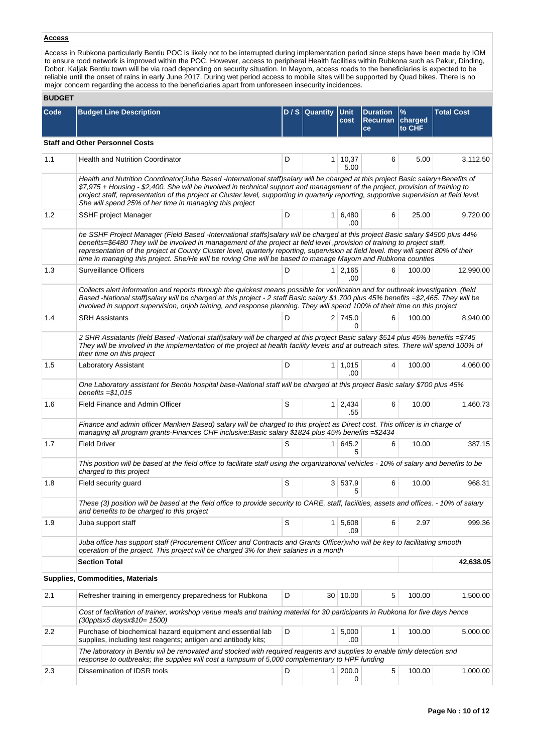**Access**

Access in Rubkona particularly Bentiu POC is likely not to be interrupted during implementation period since steps have been made by IOM to ensure rood network is improved within the POC. However, access to peripheral Health facilities within Rubkona such as Pakur, Dinding, Dobor, Kaljak Bentiu town will be via road depending on security situation. In Mayom, access roads to the beneficiaries is expected to be reliable until the onset of rains in early June 2017. During wet period access to mobile sites will be supported by Quad bikes. There is no major concern regarding the access to the beneficiaries apart from unforeseen insecurity incidences.

**BUDGET**

| Code | Budget Line Description | D / S | Quantity | Unit cost | Duration Recurrance | % charged to CHF | Total Cost |
|---|---|---|---|---|---|---|---|
| | **Staff and Other Personnel Costs** | | | | | | |
| 1.1 | Health and Nutrition Coordinator | D | 1 | 10,375.00 | 6 | 5.00 | 3,112.50 |
| | *Health and Nutrition Coordinator(Juba Based -International staff)salary will be charged at this project Basic salary+Benefits of $7,975 + Housing - $2,400. She will be involved in technical support and management of the project, provision of training to project staff, representation of the project at Cluster level, supporting in quarterly reporting, supportive supervision at field level. She will spend 25% of her time in managing this project* | | | | | | |
| 1.2 | SSHF project Manager | D | 1 | 6,480.00 | 6 | 25.00 | 9,720.00 |
| | *he SSHF Project Manager (Field Based -International staffs)salary will be charged at this project Basic salary $4500 plus 44% benefits=$6480 They will be involved in management of the project at field level ,provision of training to project staff, representation of the project at County Cluster level, quarterly reporting, supervision at field level. they will spent 80% of their time in managing this project. She/He will be roving One will be based to manage Mayom and Rubkona counties* | | | | | | |
| 1.3 | Surveillance Officers | D | 1 | 2,165.00 | 6 | 100.00 | 12,990.00 |
| | *Collects alert information and reports through the quickest means possible for verification and for outbreak investigation. (field Based -National staff)salary will be charged at this project - 2 staff Basic salary $1,700 plus 45% benefits =$2,465. They will be involved in support supervision, onjob taining, and response planning. They will spend 100% of their time on this project* | | | | | | |
| 1.4 | SRH Assistants | D | 2 | 745.00 | 6 | 100.00 | 8,940.00 |
| | *2 SHR Assiatants (field Based -National staff)salary will be charged at this project Basic salary $514 plus 45% benefits =$745 They will be involved in the implementation of the project at health facility levels and at outreach sites. There will spend 100% of their time on this project* | | | | | | |
| 1.5 | Laboratory Assistant | D | 1 | 1,015.00 | 4 | 100.00 | 4,060.00 |
| | *One Laboratory assistant for Bentiu hospital base-National staff will be charged at this project Basic salary $700 plus 45% benefits =$1,015* | | | | | | |
| 1.6 | Field Finance and Admin Officer | S | 1 | 2,434.55 | 6 | 10.00 | 1,460.73 |
| | *Finance and admin officer Mankien Based) salary will be charged to this project as Direct cost. This officer is in charge of managing all program grants-Finances CHF inclusive:Basic salary $1824 plus 45% benefits =$2434* | | | | | | |
| 1.7 | Field Driver | S | 1 | 645.25 | 6 | 10.00 | 387.15 |
| | *This position will be based at the field office to facilitate staff using the organizational vehicles - 10% of salary and benefits to be charged to this project* | | | | | | |
| 1.8 | Field security guard | S | 3 | 537.95 | 6 | 10.00 | 968.31 |
| | *These (3) position will be based at the field office to provide security to CARE, staff, facilities, assets and offices. - 10% of salary and benefits to be charged to this project* | | | | | | |
| 1.9 | Juba support staff | S | 1 | 5,608.09 | 6 | 2.97 | 999.36 |
| | *Juba office has support staff (Procurement Officer and Contracts and Grants Officer)who will be key to facilitating smooth operation of the project. This project will be charged 3% for their salaries in a month* | | | | | | |
| | **Section Total** | | | | | | **42,638.05** |
| | **Supplies, Commodities, Materials** | | | | | | |
| 2.1 | Refresher training in emergency preparedness for Rubkona | D | 30 | 10.00 | 5 | 100.00 | 1,500.00 |
| | *Cost of facilitation of trainer, workshop venue meals and training material for 30 participants in Rubkona for five days hence (30pptsx5 daysx$10= 1500)* | | | | | | |
| 2.2 | Purchase of biochemical hazard equipment and essential lab supplies, including test reagents; antigen and antibody kits; | D | 1 | 5,000.00 | 1 | 100.00 | 5,000.00 |
| | *The laboratory in Bentiu hospital will be renovated and stocked with required reagents and supplies to enable timly detection snd response to outbreaks; the supplies will cost a lumpsum of 5,000 complementary to HPF funding* | | | | | | |
| 2.3 | Dissemination of IDSR tools | D | 1 | 200.00 | 5 | 100.00 | 1,000.00 |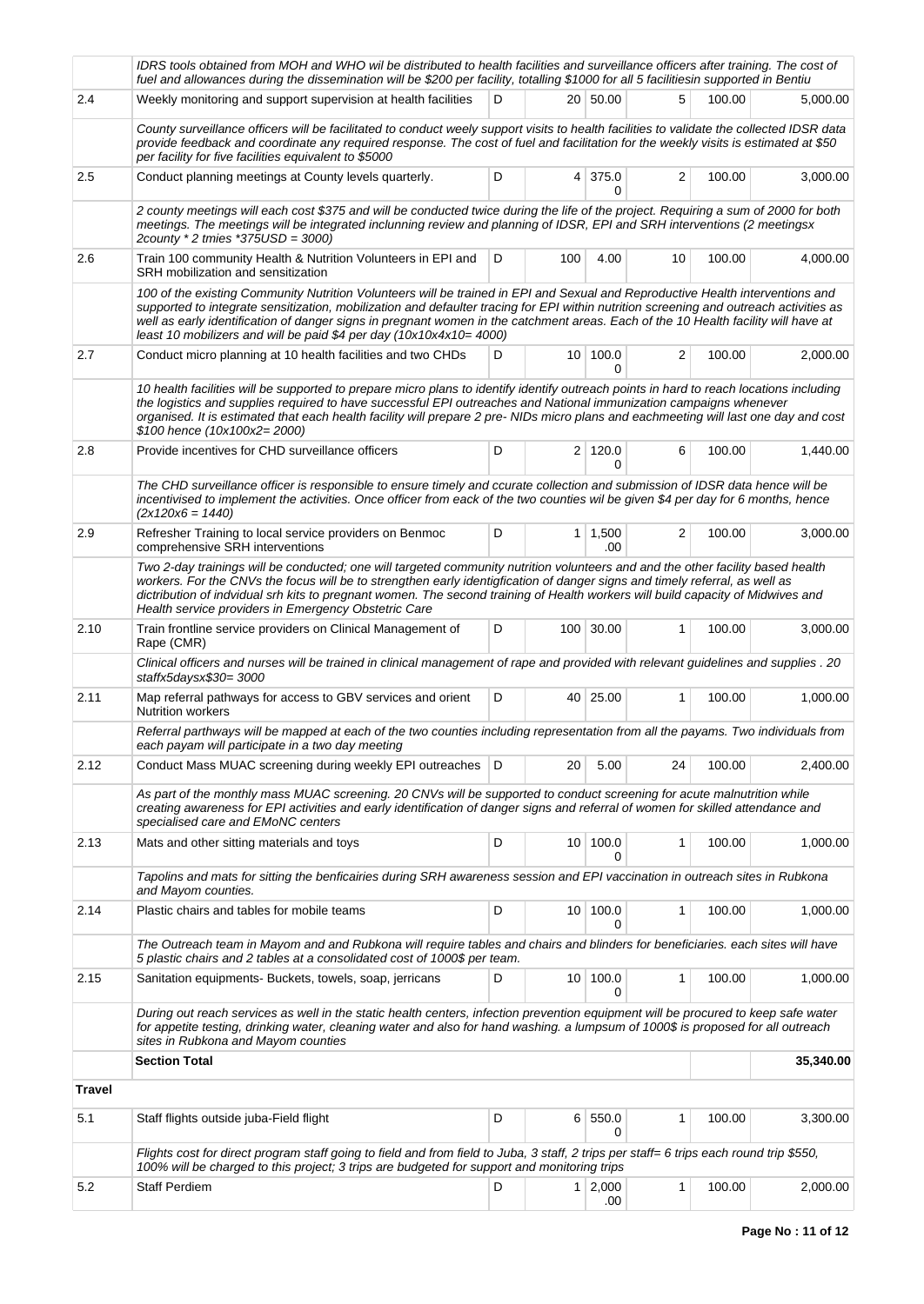| | | | | | | | |
|---|---|---|---|---|---|---|---|
| | IDRS tools obtained from MOH and WHO wil be distributed to health facilities and surveillance officers after training. The cost of fuel and allowances during the dissemination will be $200 per facility, totalling $1000 for all 5 facilitiesin supported in Bentiu | | | | | | |
| 2.4 | Weekly monitoring and support supervision at health facilities | D | 20 | 50.00 | 5 | 100.00 | 5,000.00 |
| | County surveillance officers will be facilitated to conduct weely support visits to health facilities to validate the collected IDSR data provide feedback and coordinate any required response. The cost of fuel and facilitation for the weekly visits is estimated at $50 per facility for five facilities equivalent to $5000 | | | | | | |
| 2.5 | Conduct planning meetings at County levels quarterly. | D | 4 | 375.00 | 2 | 100.00 | 3,000.00 |
| | 2 county meetings will each cost $375 and will be conducted twice during the life of the project. Requiring a sum of 2000 for both meetings. The meetings will be integrated inclunning review and planning of IDSR, EPI and SRH interventions (2 meetingsx 2county * 2 tmies *375USD = 3000) | | | | | | |
| 2.6 | Train 100 community Health & Nutrition Volunteers in EPI and SRH mobilization and sensitization | D | 100 | 4.00 | 10 | 100.00 | 4,000.00 |
| | 100 of the existing Community Nutrition Volunteers will be trained in EPI and Sexual and Reproductive Health interventions and supported to integrate sensitization, mobilization and defaulter tracing for EPI within nutrition screening and outreach activities as well as early identification of danger signs in pregnant women in the catchment areas. Each of the 10 Health facility will have at least 10 mobilizers and will be paid $4 per day (10x10x4x10= 4000) | | | | | | |
| 2.7 | Conduct micro planning at 10 health facilities and two CHDs | D | 10 | 100.00 | 2 | 100.00 | 2,000.00 |
| | 10 health facilities will be supported to prepare micro plans to identify identify outreach points in hard to reach locations including the logistics and supplies required to have successful EPI outreaches and National immunization campaigns whenever organised. It is estimated that each health facility will prepare 2 pre- NIDs micro plans and eachmeeting will last one day and cost $100 hence (10x100x2= 2000) | | | | | | |
| 2.8 | Provide incentives for CHD surveillance officers | D | 2 | 120.00 | 6 | 100.00 | 1,440.00 |
| | The CHD surveillance officer is responsible to ensure timely and ccurate collection and submission of IDSR data hence will be incentivised to implement the activities. Once officer from eack of the two counties wil be given $4 per day for 6 months, hence (2x120x6 = 1440) | | | | | | |
| 2.9 | Refresher Training to local service providers on Benmoc comprehensive SRH interventions | D | 1 | 1,500.00 | 2 | 100.00 | 3,000.00 |
| | Two 2-day trainings will be conducted; one will targeted community nutrition volunteers and and the other facility based health workers. For the CNVs the focus will be to strengthen early identigfication of danger signs and timely referral, as well as dictribution of indvidual srh kits to pregnant women. The second training of Health workers will build capacity of Midwives and Health service providers in Emergency Obstetric Care | | | | | | |
| 2.10 | Train frontline service providers on Clinical Management of Rape (CMR) | D | 100 | 30.00 | 1 | 100.00 | 3,000.00 |
| | Clinical officers and nurses will be trained in clinical management of rape and provided with relevant guidelines and supplies . 20 staffx5daysx$30= 3000 | | | | | | |
| 2.11 | Map referral pathways for access to GBV services and orient Nutrition workers | D | 40 | 25.00 | 1 | 100.00 | 1,000.00 |
| | Referral parthways will be mapped at each of the two counties including representation from all the payams. Two individuals from each payam will participate in a two day meeting | | | | | | |
| 2.12 | Conduct Mass MUAC screening during weekly EPI outreaches | D | 20 | 5.00 | 24 | 100.00 | 2,400.00 |
| | As part of the monthly mass MUAC screening. 20 CNVs will be supported to conduct screening for acute malnutrition while creating awareness for EPI activities and early identification of danger signs and referral of women for skilled attendance and specialised care and EMoNC centers | | | | | | |
| 2.13 | Mats and other sitting materials and toys | D | 10 | 100.00 | 1 | 100.00 | 1,000.00 |
| | Tapolins and mats for sitting the benficairies during SRH awareness session and EPI vaccination in outreach sites in Rubkona and Mayom counties. | | | | | | |
| 2.14 | Plastic chairs and tables for mobile teams | D | 10 | 100.00 | 1 | 100.00 | 1,000.00 |
| | The Outreach team in Mayom and and Rubkona will require tables and chairs and blinders for beneficiaries. each sites will have 5 plastic chairs and 2 tables at a consolidated cost of 1000$ per team. | | | | | | |
| 2.15 | Sanitation equipments- Buckets, towels, soap, jerricans | D | 10 | 100.00 | 1 | 100.00 | 1,000.00 |
| | During out reach services as well in the static health centers, infection prevention equipment will be procured to keep safe water for appetite testing, drinking water, cleaning water and also for hand washing. a lumpsum of 1000$ is proposed for all outreach sites in Rubkona and Mayom counties | | | | | | |
| | **Section Total** | | | | | | **35,340.00** |
| **Travel** | | | | | | | |
| 5.1 | Staff flights outside juba-Field flight | D | 6 | 550.00 | 1 | 100.00 | 3,300.00 |
| | Flights cost for direct program staff going to field and from field to Juba, 3 staff, 2 trips per staff= 6 trips each round trip $550, 100% will be charged to this project; 3 trips are budgeted for support and monitoring trips | | | | | | |
| 5.2 | Staff Perdiem | D | 1 | 2,000.00 | 1 | 100.00 | 2,000.00 |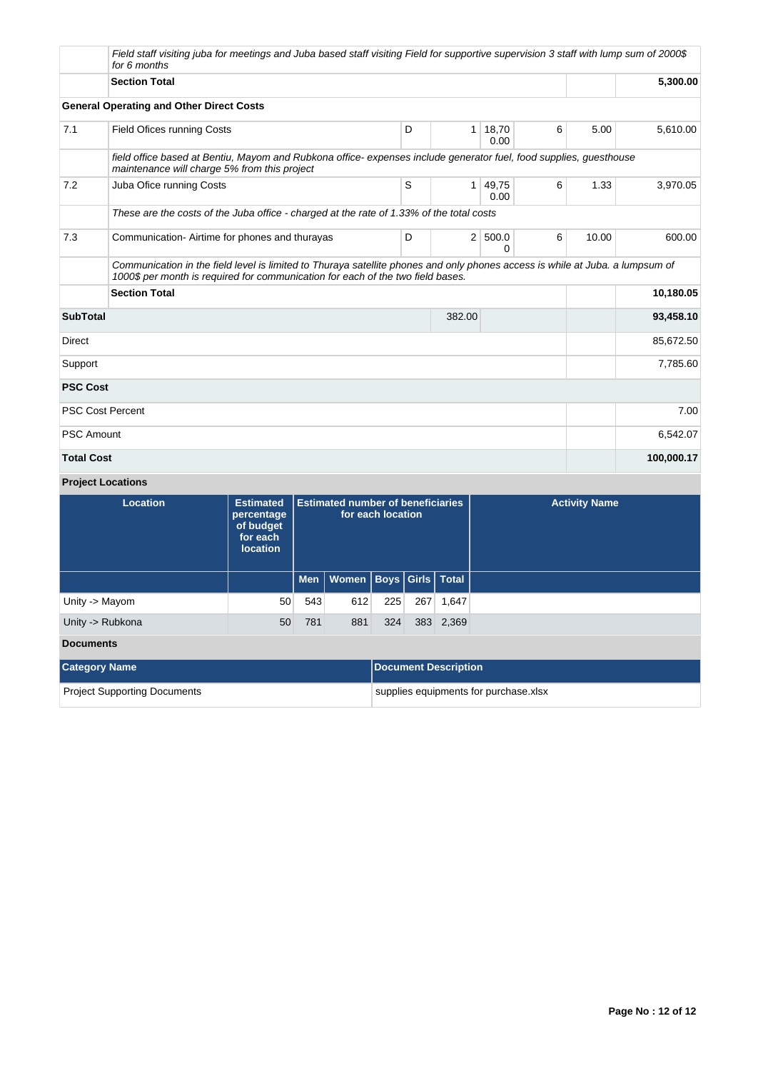| | | | | | | | |
|---|---|---|---|---|---|---|---|
| | *Field staff visiting juba for meetings and Juba based staff visiting Field for supportive supervision 3 staff with lump sum of 2000$ for 6 months* | | | | | | |
| | **Section Total** | | | | | | **5,300.00** |
| **General Operating and Other Direct Costs** | | | | | | | |
| 7.1 | Field Ofices running Costs | D | 1 | 18,700.00 | 6 | 5.00 | 5,610.00 |
| | *field office based at Bentiu, Mayom and Rubkona office- expenses include generator fuel, food supplies, guesthouse maintenance will charge 5% from this project* | | | | | | |
| 7.2 | Juba Ofice running Costs | S | 1 | 49,750.00 | 6 | 1.33 | 3,970.05 |
| | *These are the costs of the Juba office - charged at the rate of 1.33% of the total costs* | | | | | | |
| 7.3 | Communication- Airtime for phones and thurayas | D | 2 | 500.00 | 6 | 10.00 | 600.00 |
| | *Communication in the field level is limited to Thuraya satellite phones and only phones access is while at Juba. a lumpsum of 1000$ per month is required for communication for each of the two field bases.* | | | | | | |
| | **Section Total** | | | | | | **10,180.05** |
| **SubTotal** | | | 382.00 | | | | **93,458.10** |
| Direct | | | | | | | 85,672.50 |
| Support | | | | | | | 7,785.60 |
| **PSC Cost** | | | | | | | |
| PSC Cost Percent | | | | | | | 7.00 |
| PSC Amount | | | | | | | 6,542.07 |
| **Total Cost** | | | | | | | **100,000.17** |

**Project Locations**

| Location | Estimated percentage of budget for each location | Estimated number of beneficiaries for each location | | | | | Activity Name |
|---|---|---|---|---|---|---|---|
| | | Men | Women | Boys | Girls | Total | |
| Unity -> Mayom | 50 | 543 | 612 | 225 | 267 | 1,647 | |
| Unity -> Rubkona | 50 | 781 | 881 | 324 | 383 | 2,369 | |

**Documents**

| Category Name | Document Description |
|---|---|
| Project Supporting Documents | supplies equipments for purchase.xlsx |